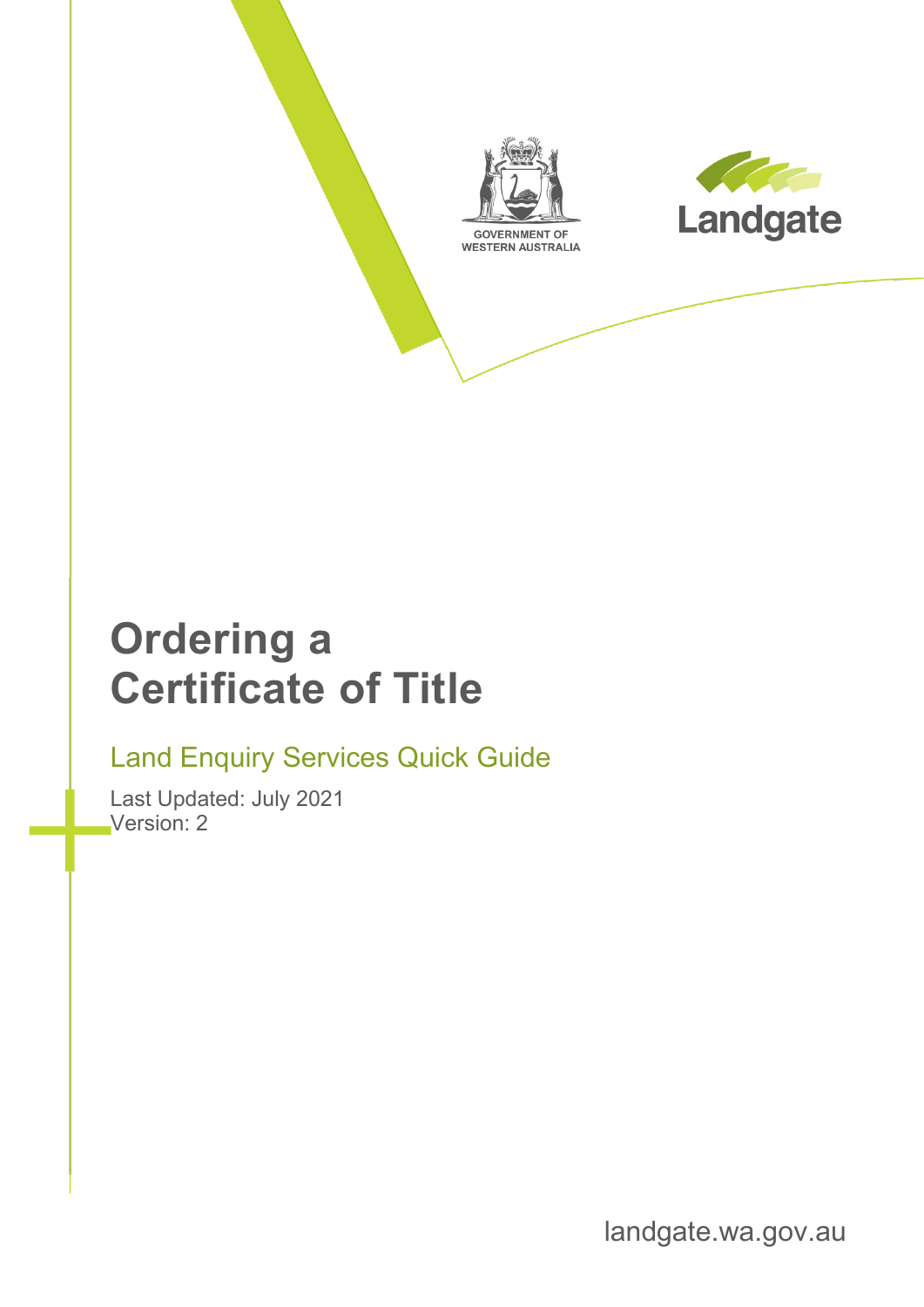GOVERNMENT OF WESTERN AUSTRALIA

Landgate

# Ordering a Certificate of Title

## Land Enquiry Services Quick Guide

Last Updated: July 2021
Version: 2

landgate.wa.gov.au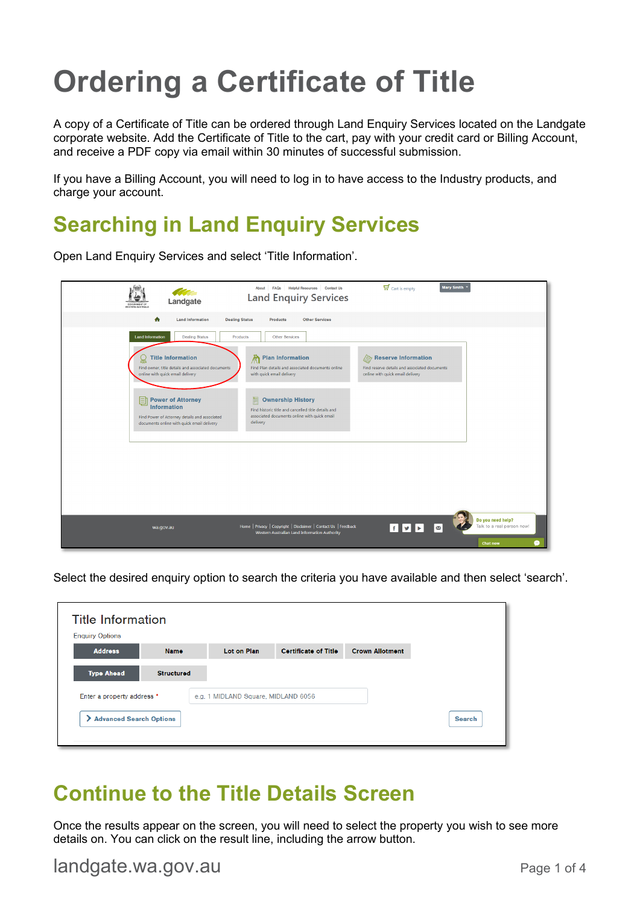# Ordering a Certificate of Title

A copy of a Certificate of Title can be ordered through Land Enquiry Services located on the Landgate corporate website. Add the Certificate of Title to the cart, pay with your credit card or Billing Account, and receive a PDF copy via email within 30 minutes of successful submission.

If you have a Billing Account, you will need to log in to have access to the Industry products, and charge your account.

## Searching in Land Enquiry Services

Open Land Enquiry Services and select ‘Title Information’.

Select the desired enquiry option to search the criteria you have available and then select ‘search’.

## Continue to the Title Details Screen

Once the results appear on the screen, you will need to select the property you wish to see more details on. You can click on the result line, including the arrow button.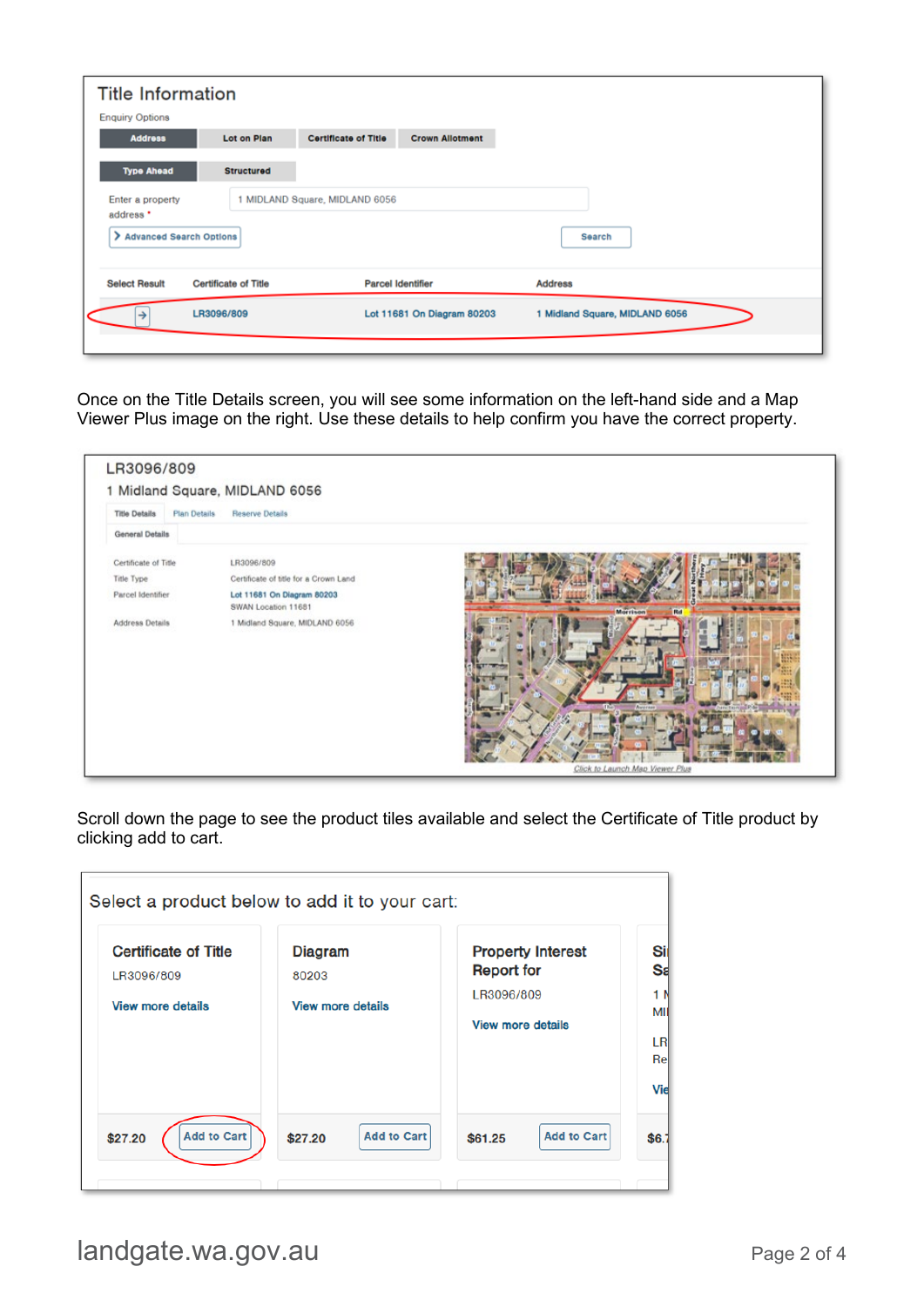Once on the Title Details screen, you will see some information on the left-hand side and a Map Viewer Plus image on the right. Use these details to help confirm you have the correct property.

Scroll down the page to see the product tiles available and select the Certificate of Title product by clicking add to cart.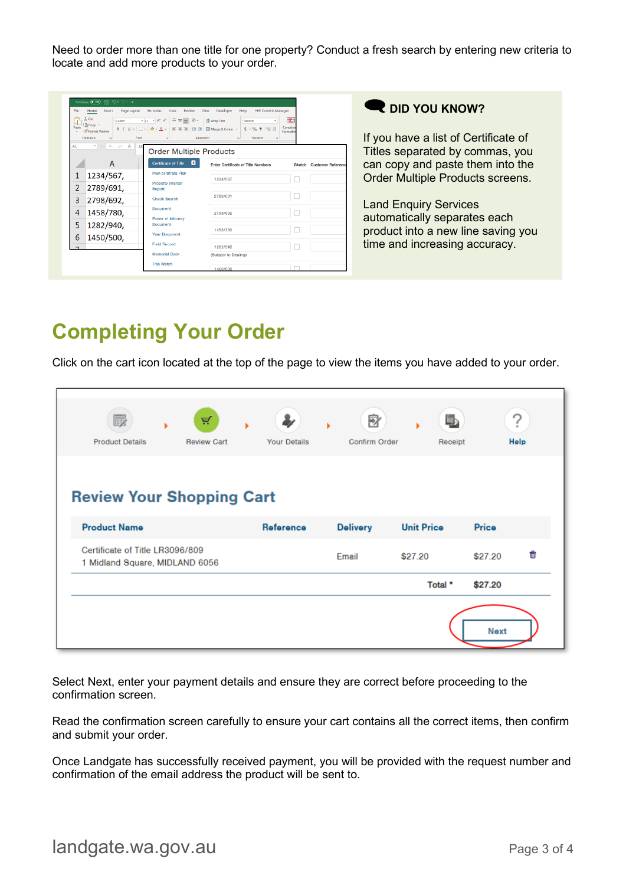Need to order more than one title for one property? Conduct a fresh search by entering new criteria to locate and add more products to your order.

**DID YOU KNOW?**

If you have a list of Certificate of Titles separated by commas, you can copy and paste them into the Order Multiple Products screens.

Land Enquiry Services automatically separates each product into a new line saving you time and increasing accuracy.

# Completing Your Order

Click on the cart icon located at the top of the page to view the items you have added to your order.

Select Next, enter your payment details and ensure they are correct before proceeding to the confirmation screen.

Read the confirmation screen carefully to ensure your cart contains all the correct items, then confirm and submit your order.

Once Landgate has successfully received payment, you will be provided with the request number and confirmation of the email address the product will be sent to.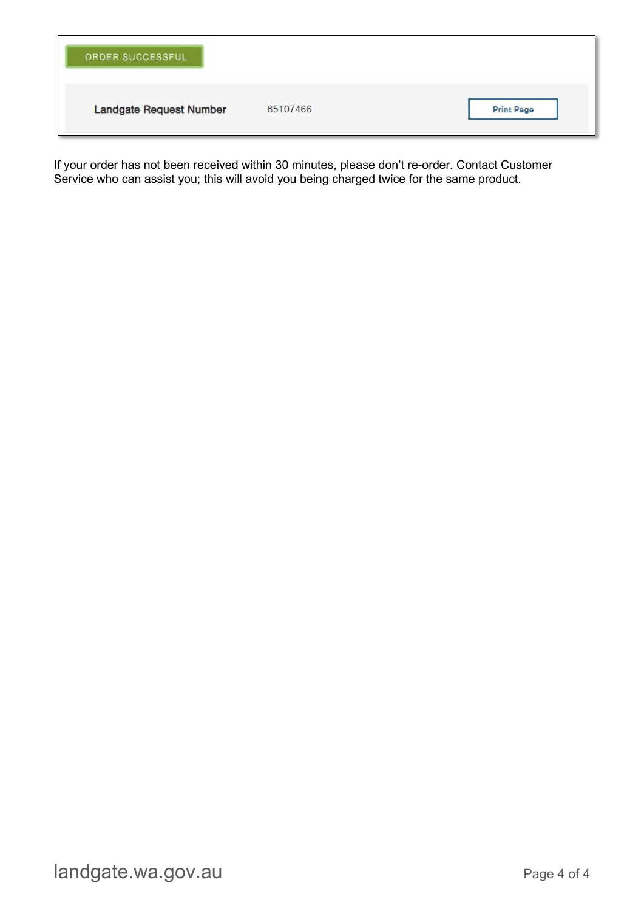ORDER SUCCESSFUL

| | | |
|---|---|---|
| **Landgate Request Number** | 85107466 | Print Page |

If your order has not been received within 30 minutes, please don’t re-order. Contact Customer Service who can assist you; this will avoid you being charged twice for the same product.